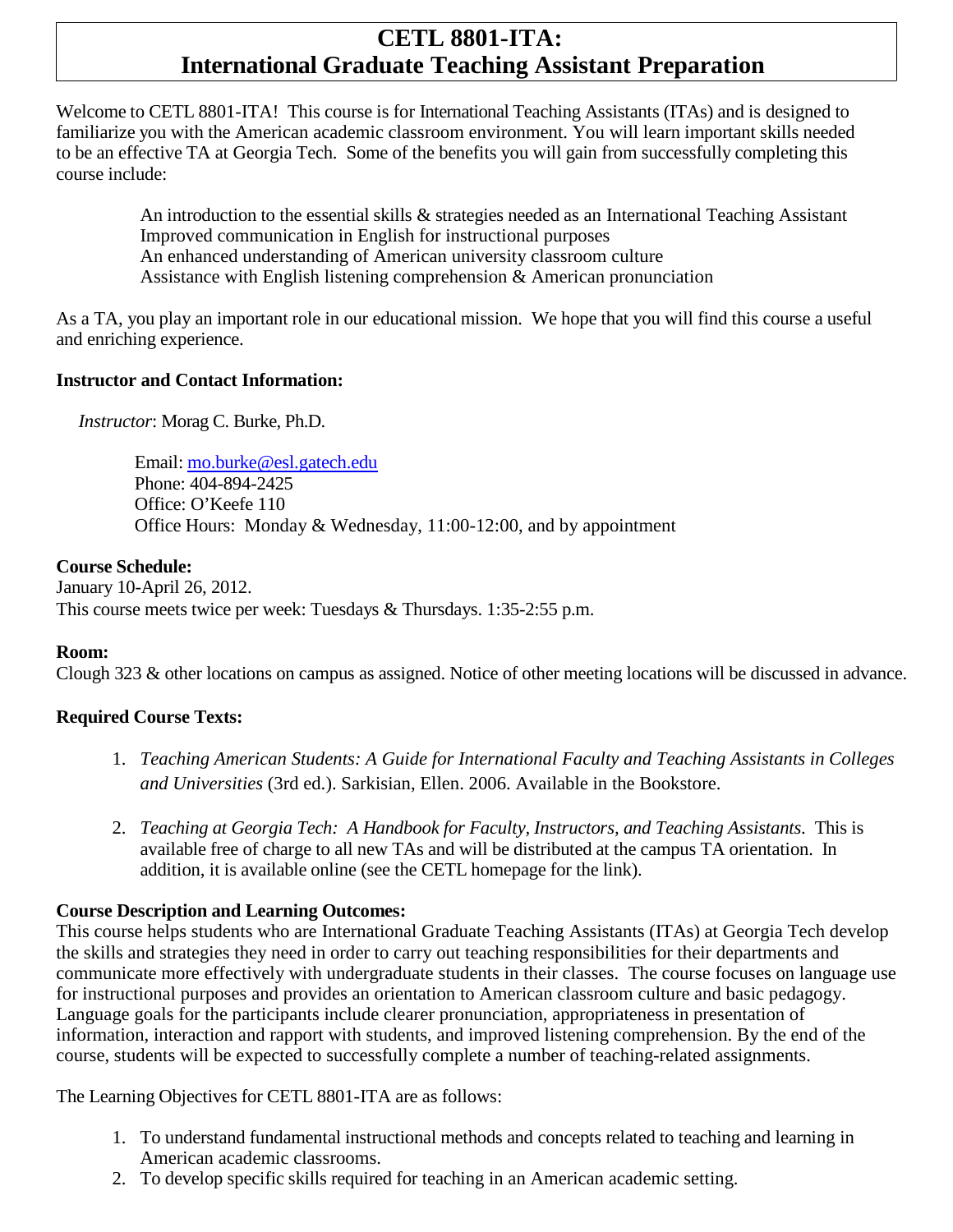# CETL 8801-ITA: International Graduate Teaching Assistant Preparation

Welcome to CETL 8801-ITA! This course is for International Teaching Assistants (ITAs) and is designed to familiarize you with the American academic classroom environment. You will learn important skills needed to be an effective TA at Georgia Tech. Some of the benefits you will gain from successfully completing this course include:

An introduction to the essential skills & strategies needed as an International Teaching Assistant
Improved communication in English for instructional purposes
An enhanced understanding of American university classroom culture
Assistance with English listening comprehension & American pronunciation

As a TA, you play an important role in our educational mission. We hope that you will find this course a useful and enriching experience.

**Instructor and Contact Information:**

*Instructor*: Morag C. Burke, Ph.D.

Email: mo.burke@esl.gatech.edu
Phone: 404-894-2425
Office: O'Keefe 110
Office Hours: Monday & Wednesday, 11:00-12:00, and by appointment

**Course Schedule:**
January 10-April 26, 2012.
This course meets twice per week: Tuesdays & Thursdays. 1:35-2:55 p.m.

**Room:**
Clough 323 & other locations on campus as assigned. Notice of other meeting locations will be discussed in advance.

**Required Course Texts:**

1. *Teaching American Students: A Guide for International Faculty and Teaching Assistants in Colleges and Universities* (3rd ed.). Sarkisian, Ellen. 2006. Available in the Bookstore.

2. *Teaching at Georgia Tech: A Handbook for Faculty, Instructors, and Teaching Assistants*. This is available free of charge to all new TAs and will be distributed at the campus TA orientation. In addition, it is available online (see the CETL homepage for the link).

**Course Description and Learning Outcomes:**
This course helps students who are International Graduate Teaching Assistants (ITAs) at Georgia Tech develop the skills and strategies they need in order to carry out teaching responsibilities for their departments and communicate more effectively with undergraduate students in their classes. The course focuses on language use for instructional purposes and provides an orientation to American classroom culture and basic pedagogy. Language goals for the participants include clearer pronunciation, appropriateness in presentation of information, interaction and rapport with students, and improved listening comprehension. By the end of the course, students will be expected to successfully complete a number of teaching-related assignments.

The Learning Objectives for CETL 8801-ITA are as follows:

1. To understand fundamental instructional methods and concepts related to teaching and learning in American academic classrooms.
2. To develop specific skills required for teaching in an American academic setting.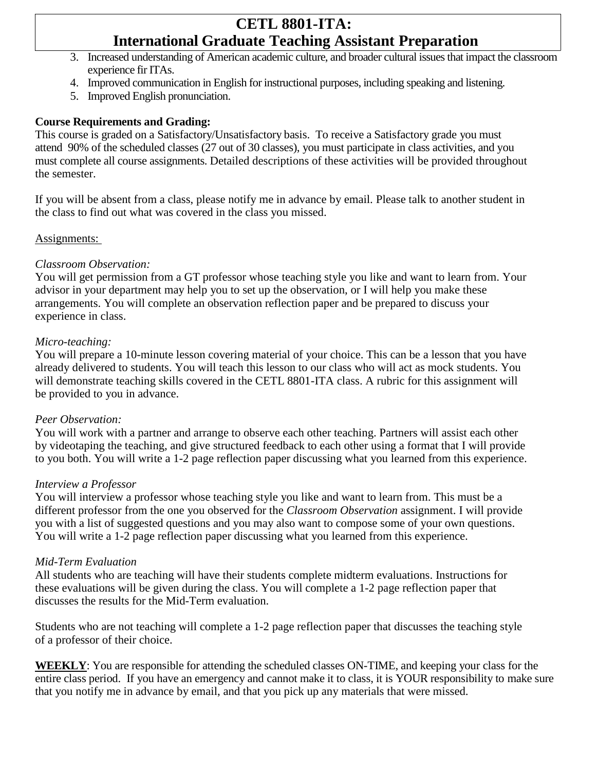3. Increased understanding of American academic culture, and broader cultural issues that impact the classroom experience fir ITAs.
4. Improved communication in English for instructional purposes, including speaking and listening.
5. Improved English pronunciation.

**Course Requirements and Grading:**

This course is graded on a Satisfactory/Unsatisfactory basis. To receive a Satisfactory grade you must attend 90% of the scheduled classes (27 out of 30 classes), you must participate in class activities, and you must complete all course assignments. Detailed descriptions of these activities will be provided throughout the semester.

If you will be absent from a class, please notify me in advance by email. Please talk to another student in the class to find out what was covered in the class you missed.

Assignments:

*Classroom Observation:*

You will get permission from a GT professor whose teaching style you like and want to learn from. Your advisor in your department may help you to set up the observation, or I will help you make these arrangements. You will complete an observation reflection paper and be prepared to discuss your experience in class.

*Micro-teaching:*

You will prepare a 10-minute lesson covering material of your choice. This can be a lesson that you have already delivered to students. You will teach this lesson to our class who will act as mock students. You will demonstrate teaching skills covered in the CETL 8801-ITA class. A rubric for this assignment will be provided to you in advance.

*Peer Observation:*

You will work with a partner and arrange to observe each other teaching. Partners will assist each other by videotaping the teaching, and give structured feedback to each other using a format that I will provide to you both. You will write a 1-2 page reflection paper discussing what you learned from this experience.

*Interview a Professor*

You will interview a professor whose teaching style you like and want to learn from. This must be a different professor from the one you observed for the *Classroom Observation* assignment. I will provide you with a list of suggested questions and you may also want to compose some of your own questions. You will write a 1-2 page reflection paper discussing what you learned from this experience.

*Mid-Term Evaluation*

All students who are teaching will have their students complete midterm evaluations. Instructions for these evaluations will be given during the class. You will complete a 1-2 page reflection paper that discusses the results for the Mid-Term evaluation.

Students who are not teaching will complete a 1-2 page reflection paper that discusses the teaching style of a professor of their choice.

**WEEKLY**: You are responsible for attending the scheduled classes ON-TIME, and keeping your class for the entire class period. If you have an emergency and cannot make it to class, it is YOUR responsibility to make sure that you notify me in advance by email, and that you pick up any materials that were missed.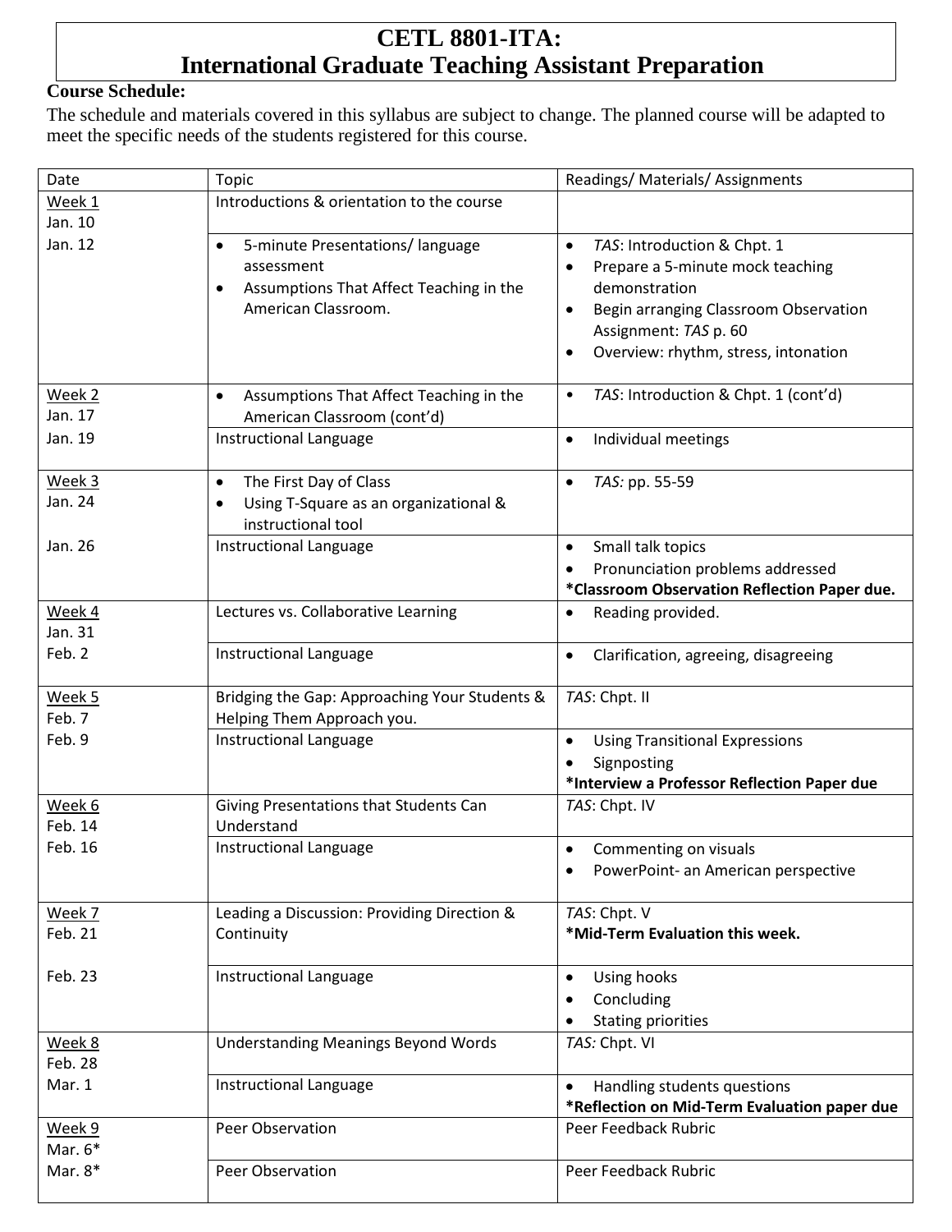# CETL 8801-ITA: International Graduate Teaching Assistant Preparation

**Course Schedule:**

The schedule and materials covered in this syllabus are subject to change. The planned course will be adapted to meet the specific needs of the students registered for this course.

| Date | Topic | Readings/ Materials/ Assignments |
|---|---|---|
| Week 1<br>Jan. 10 | Introductions & orientation to the course | |
| Jan. 12 | • 5-minute Presentations/ language assessment<br>• Assumptions That Affect Teaching in the American Classroom. | • *TAS*: Introduction & Chpt. 1<br>• Prepare a 5-minute mock teaching demonstration<br>• Begin arranging Classroom Observation Assignment: *TAS* p. 60<br>• Overview: rhythm, stress, intonation |
| Week 2<br>Jan. 17 | • Assumptions That Affect Teaching in the American Classroom (cont'd) | • *TAS*: Introduction & Chpt. 1 (cont'd) |
| Jan. 19 | Instructional Language | • Individual meetings |
| Week 3<br>Jan. 24 | • The First Day of Class<br>• Using T-Square as an organizational & instructional tool | • *TAS:* pp. 55-59 |
| Jan. 26 | Instructional Language | • Small talk topics<br>• Pronunciation problems addressed<br>**\*Classroom Observation Reflection Paper due.** |
| Week 4<br>Jan. 31 | Lectures vs. Collaborative Learning | • Reading provided. |
| Feb. 2 | Instructional Language | • Clarification, agreeing, disagreeing |
| Week 5<br>Feb. 7 | Bridging the Gap: Approaching Your Students & Helping Them Approach you. | *TAS*: Chpt. II |
| Feb. 9 | Instructional Language | • Using Transitional Expressions<br>• Signposting<br>**\*Interview a Professor Reflection Paper due** |
| Week 6<br>Feb. 14 | Giving Presentations that Students Can Understand | *TAS*: Chpt. IV |
| Feb. 16 | Instructional Language | • Commenting on visuals<br>• PowerPoint- an American perspective |
| Week 7<br>Feb. 21 | Leading a Discussion: Providing Direction & Continuity | *TAS*: Chpt. V<br>**\*Mid-Term Evaluation this week.** |
| Feb. 23 | Instructional Language | • Using hooks<br>• Concluding<br>• Stating priorities |
| Week 8<br>Feb. 28 | Understanding Meanings Beyond Words | *TAS:* Chpt. VI |
| Mar. 1 | Instructional Language | • Handling students questions<br>**\*Reflection on Mid-Term Evaluation paper due** |
| Week 9<br>Mar. 6* | Peer Observation | Peer Feedback Rubric |
| Mar. 8* | Peer Observation | Peer Feedback Rubric |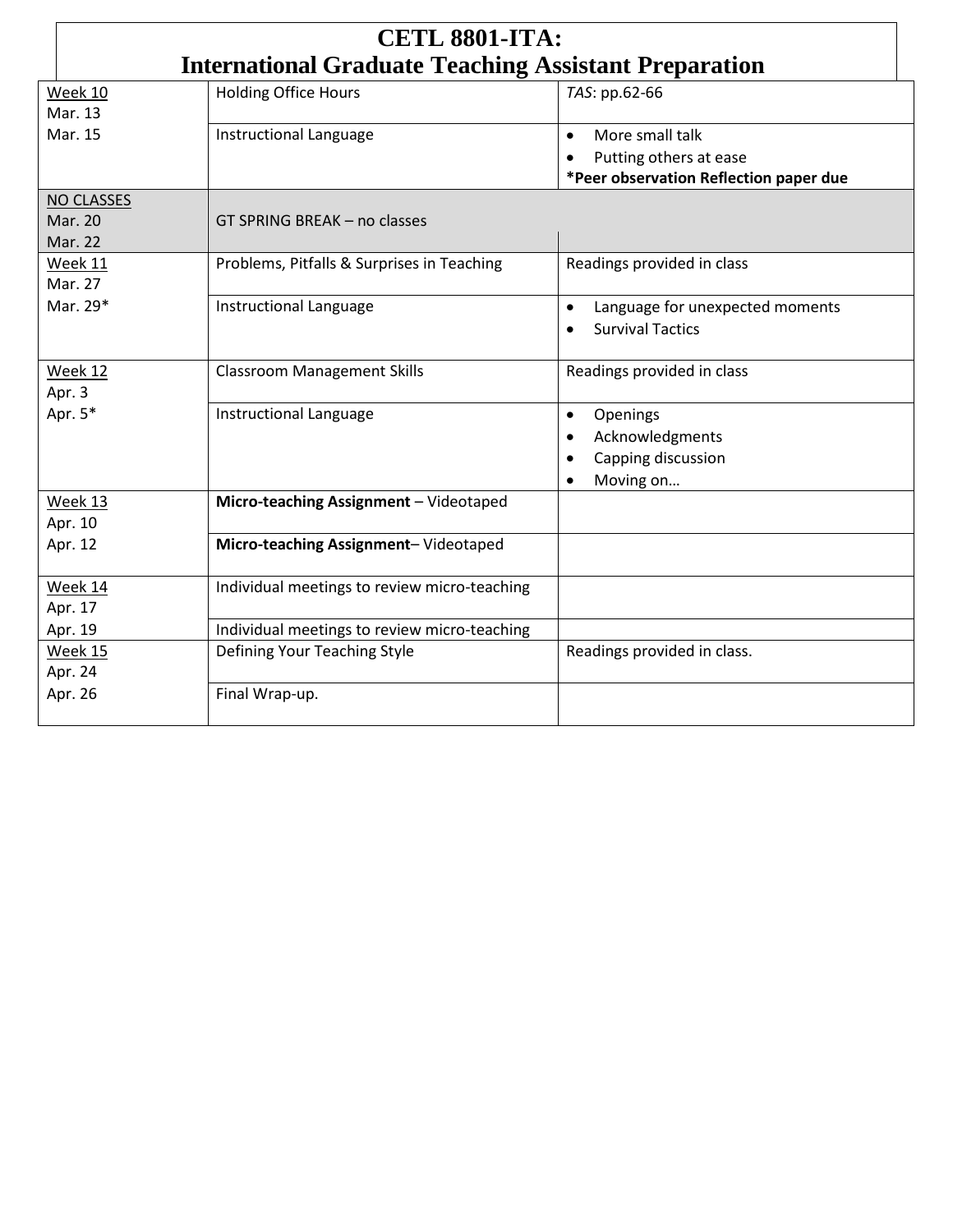# CETL 8801-ITA: International Graduate Teaching Assistant Preparation

| | | |
|---|---|---|
| Week 10<br>Mar. 13 | Holding Office Hours | *TAS*: pp.62-66 |
| Mar. 15 | Instructional Language | • More small talk<br>• Putting others at ease<br>**\*Peer observation Reflection paper due** |
| NO CLASSES<br>Mar. 20<br>Mar. 22 | GT SPRING BREAK – no classes | |
| Week 11<br>Mar. 27 | Problems, Pitfalls & Surprises in Teaching | Readings provided in class |
| Mar. 29* | Instructional Language | • Language for unexpected moments<br>• Survival Tactics |
| Week 12<br>Apr. 3 | Classroom Management Skills | Readings provided in class |
| Apr. 5* | Instructional Language | • Openings<br>• Acknowledgments<br>• Capping discussion<br>• Moving on… |
| Week 13<br>Apr. 10 | **Micro-teaching Assignment** – Videotaped | |
| Apr. 12 | **Micro-teaching Assignment**– Videotaped | |
| Week 14<br>Apr. 17 | Individual meetings to review micro-teaching | |
| Apr. 19 | Individual meetings to review micro-teaching | |
| Week 15<br>Apr. 24 | Defining Your Teaching Style | Readings provided in class. |
| Apr. 26 | Final Wrap-up. | |